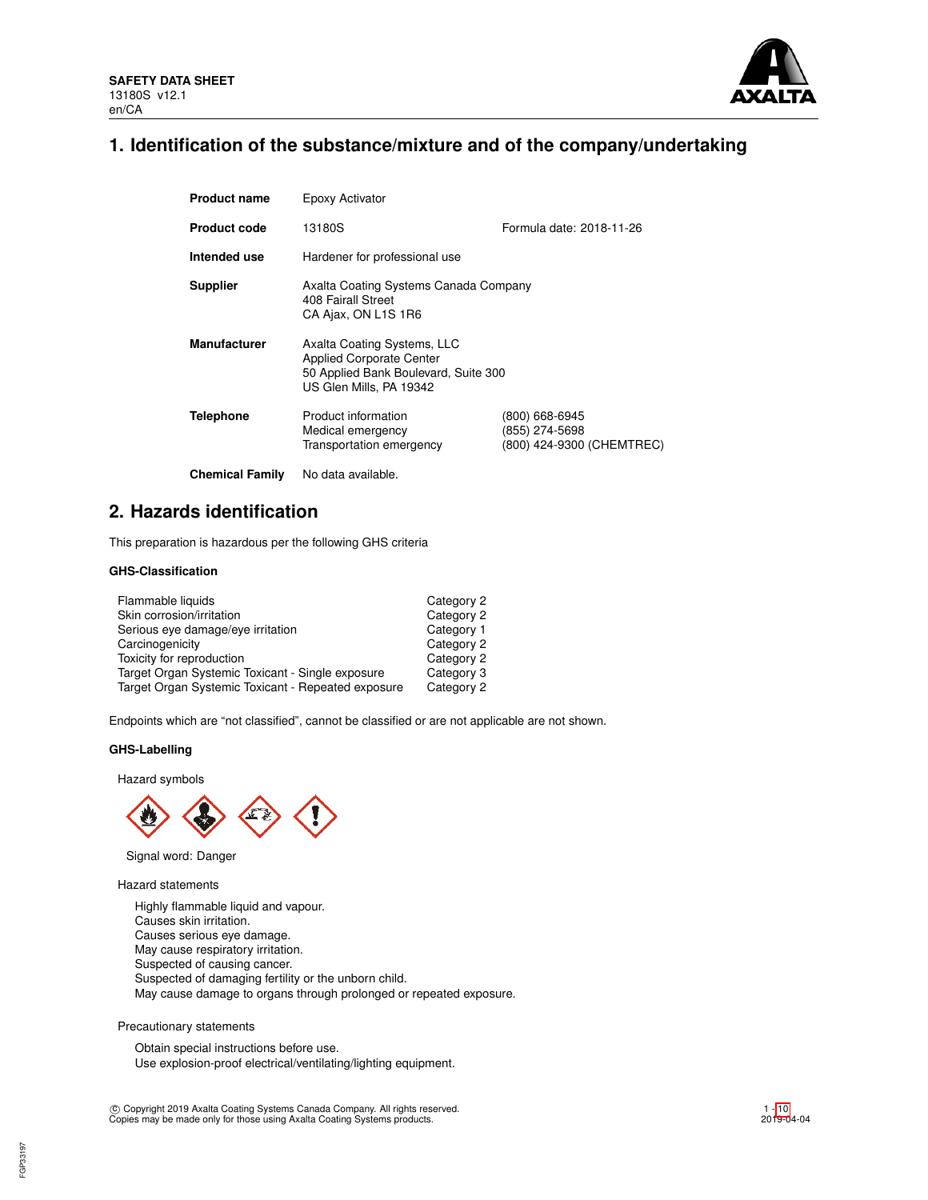**SAFETY DATA SHEET**
13180S v12.1
en/CA

# 1. Identification of the substance/mixture and of the company/undertaking

| | | |
|---|---|---|
| **Product name** | Epoxy Activator | |
| **Product code** | 13180S | Formula date: 2018-11-26 |
| **Intended use** | Hardener for professional use | |
| **Supplier** | Axalta Coating Systems Canada Company<br>408 Fairall Street<br>CA Ajax, ON L1S 1R6 | |
| **Manufacturer** | Axalta Coating Systems, LLC<br>Applied Corporate Center<br>50 Applied Bank Boulevard, Suite 300<br>US Glen Mills, PA 19342 | |
| **Telephone** | Product information<br>Medical emergency<br>Transportation emergency | (800) 668-6945<br>(855) 274-5698<br>(800) 424-9300 (CHEMTREC) |
| **Chemical Family** | No data available. | |

# 2. Hazards identification

This preparation is hazardous per the following GHS criteria

### GHS-Classification

| | |
|---|---|
| Flammable liquids | Category 2 |
| Skin corrosion/irritation | Category 2 |
| Serious eye damage/eye irritation | Category 1 |
| Carcinogenicity | Category 2 |
| Toxicity for reproduction | Category 2 |
| Target Organ Systemic Toxicant - Single exposure | Category 3 |
| Target Organ Systemic Toxicant - Repeated exposure | Category 2 |

Endpoints which are "not classified", cannot be classified or are not applicable are not shown.

### GHS-Labelling

Hazard symbols

Signal word: Danger

Hazard statements

Highly flammable liquid and vapour.
Causes skin irritation.
Causes serious eye damage.
May cause respiratory irritation.
Suspected of causing cancer.
Suspected of damaging fertility or the unborn child.
May cause damage to organs through prolonged or repeated exposure.

Precautionary statements

Obtain special instructions before use.
Use explosion-proof electrical/ventilating/lighting equipment.

© Copyright 2019 Axalta Coating Systems Canada Company. All rights reserved.
Copies may be made only for those using Axalta Coating Systems products.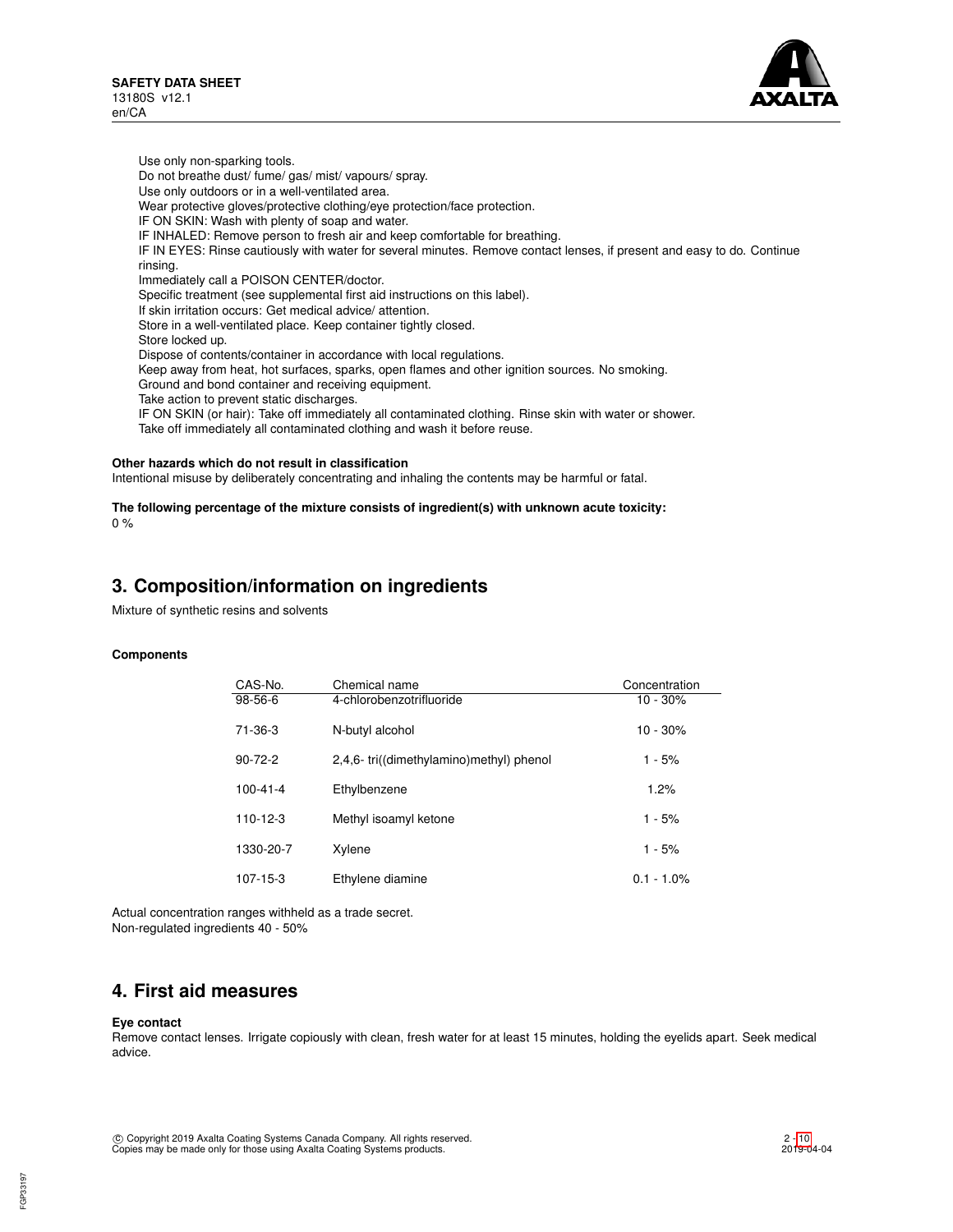Use only non-sparking tools.
Do not breathe dust/ fume/ gas/ mist/ vapours/ spray.
Use only outdoors or in a well-ventilated area.
Wear protective gloves/protective clothing/eye protection/face protection.
IF ON SKIN: Wash with plenty of soap and water.
IF INHALED: Remove person to fresh air and keep comfortable for breathing.
IF IN EYES: Rinse cautiously with water for several minutes. Remove contact lenses, if present and easy to do. Continue rinsing.
Immediately call a POISON CENTER/doctor.
Specific treatment (see supplemental first aid instructions on this label).
If skin irritation occurs: Get medical advice/ attention.
Store in a well-ventilated place. Keep container tightly closed.
Store locked up.
Dispose of contents/container in accordance with local regulations.
Keep away from heat, hot surfaces, sparks, open flames and other ignition sources. No smoking.
Ground and bond container and receiving equipment.
Take action to prevent static discharges.
IF ON SKIN (or hair): Take off immediately all contaminated clothing. Rinse skin with water or shower.
Take off immediately all contaminated clothing and wash it before reuse.

**Other hazards which do not result in classification**

Intentional misuse by deliberately concentrating and inhaling the contents may be harmful or fatal.

**The following percentage of the mixture consists of ingredient(s) with unknown acute toxicity:**

0 %

## 3. Composition/information on ingredients

Mixture of synthetic resins and solvents

**Components**

| CAS-No. | Chemical name | Concentration |
|---|---|---|
| 98-56-6 | 4-chlorobenzotrifluoride | 10 - 30% |
| 71-36-3 | N-butyl alcohol | 10 - 30% |
| 90-72-2 | 2,4,6- tri((dimethylamino)methyl) phenol | 1 - 5% |
| 100-41-4 | Ethylbenzene | 1.2% |
| 110-12-3 | Methyl isoamyl ketone | 1 - 5% |
| 1330-20-7 | Xylene | 1 - 5% |
| 107-15-3 | Ethylene diamine | 0.1 - 1.0% |

Actual concentration ranges withheld as a trade secret.
Non-regulated ingredients 40 - 50%

## 4. First aid measures

**Eye contact**

Remove contact lenses. Irrigate copiously with clean, fresh water for at least 15 minutes, holding the eyelids apart. Seek medical advice.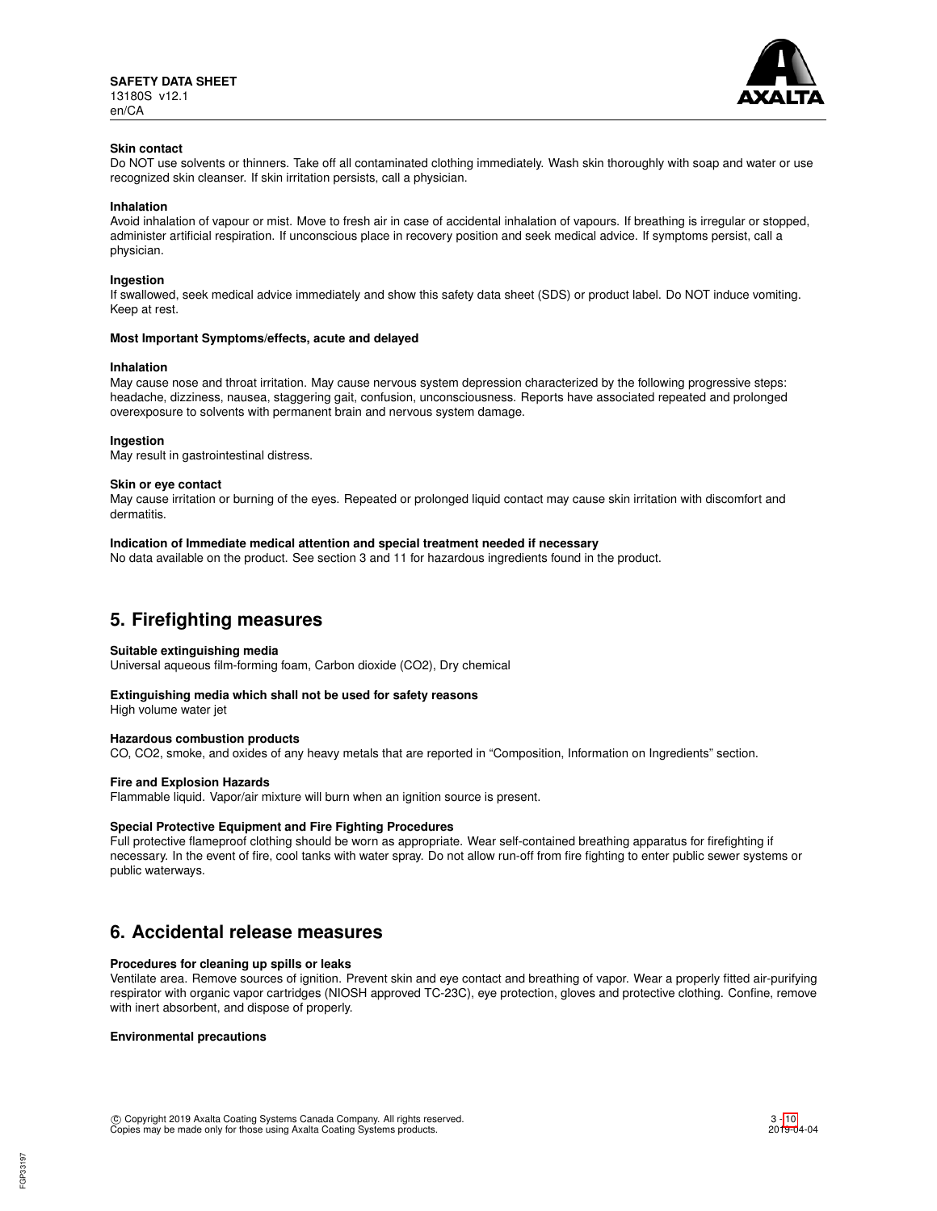**Skin contact**

Do NOT use solvents or thinners. Take off all contaminated clothing immediately. Wash skin thoroughly with soap and water or use recognized skin cleanser. If skin irritation persists, call a physician.

**Inhalation**

Avoid inhalation of vapour or mist. Move to fresh air in case of accidental inhalation of vapours. If breathing is irregular or stopped, administer artificial respiration. If unconscious place in recovery position and seek medical advice. If symptoms persist, call a physician.

**Ingestion**

If swallowed, seek medical advice immediately and show this safety data sheet (SDS) or product label. Do NOT induce vomiting. Keep at rest.

**Most Important Symptoms/effects, acute and delayed**

**Inhalation**

May cause nose and throat irritation. May cause nervous system depression characterized by the following progressive steps: headache, dizziness, nausea, staggering gait, confusion, unconsciousness. Reports have associated repeated and prolonged overexposure to solvents with permanent brain and nervous system damage.

**Ingestion**

May result in gastrointestinal distress.

**Skin or eye contact**

May cause irritation or burning of the eyes. Repeated or prolonged liquid contact may cause skin irritation with discomfort and dermatitis.

**Indication of Immediate medical attention and special treatment needed if necessary**

No data available on the product. See section 3 and 11 for hazardous ingredients found in the product.

## 5. Firefighting measures

**Suitable extinguishing media**

Universal aqueous film-forming foam, Carbon dioxide ($CO_2$), Dry chemical

**Extinguishing media which shall not be used for safety reasons**

High volume water jet

**Hazardous combustion products**

CO, $CO_2$, smoke, and oxides of any heavy metals that are reported in "Composition, Information on Ingredients" section.

**Fire and Explosion Hazards**

Flammable liquid. Vapor/air mixture will burn when an ignition source is present.

**Special Protective Equipment and Fire Fighting Procedures**

Full protective flameproof clothing should be worn as appropriate. Wear self-contained breathing apparatus for firefighting if necessary. In the event of fire, cool tanks with water spray. Do not allow run-off from fire fighting to enter public sewer systems or public waterways.

## 6. Accidental release measures

**Procedures for cleaning up spills or leaks**

Ventilate area. Remove sources of ignition. Prevent skin and eye contact and breathing of vapor. Wear a properly fitted air-purifying respirator with organic vapor cartridges (NIOSH approved TC-23C), eye protection, gloves and protective clothing. Confine, remove with inert absorbent, and dispose of properly.

**Environmental precautions**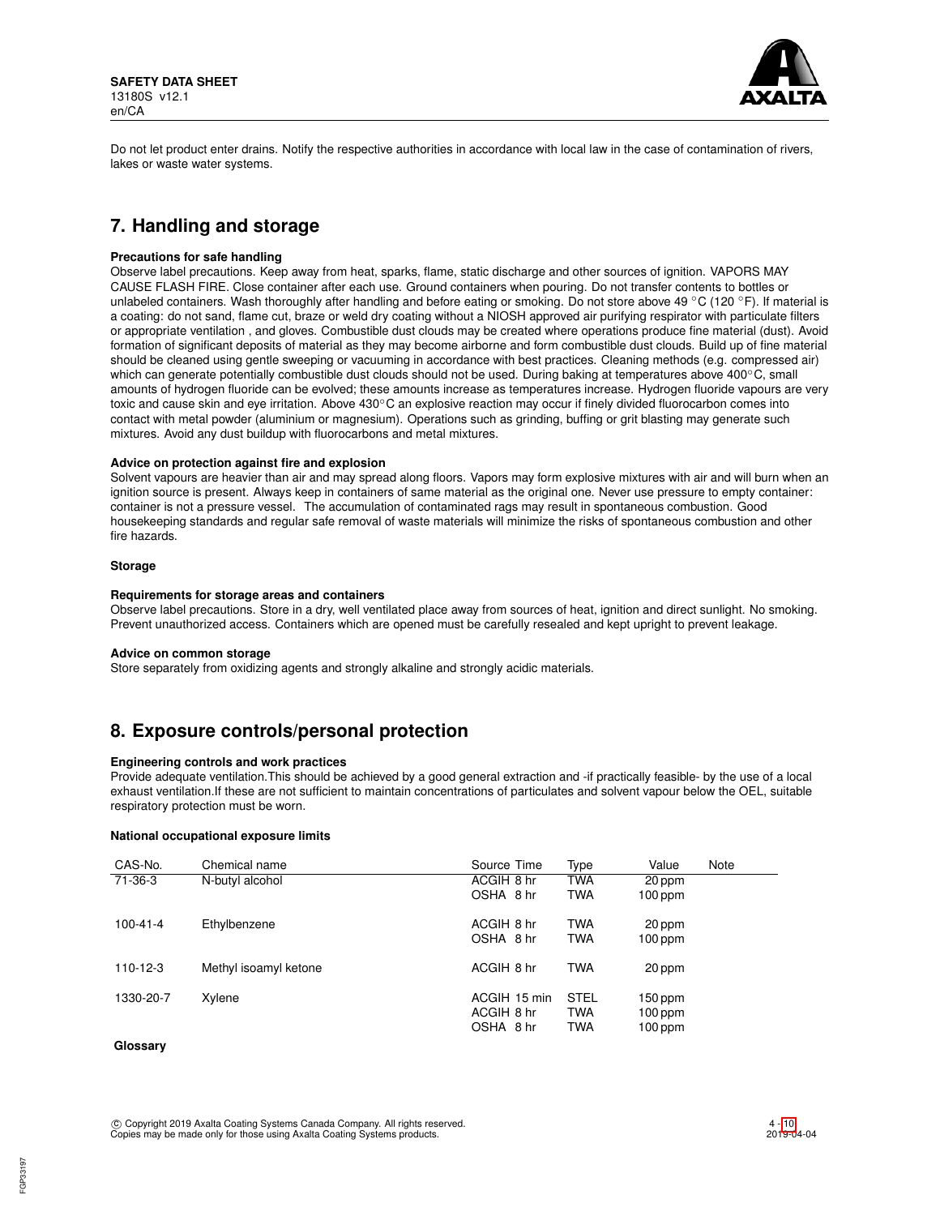Do not let product enter drains. Notify the respective authorities in accordance with local law in the case of contamination of rivers, lakes or waste water systems.

## 7. Handling and storage

**Precautions for safe handling**

Observe label precautions. Keep away from heat, sparks, flame, static discharge and other sources of ignition. VAPORS MAY CAUSE FLASH FIRE. Close container after each use. Ground containers when pouring. Do not transfer contents to bottles or unlabeled containers. Wash thoroughly after handling and before eating or smoking. Do not store above 49 °C (120 °F). If material is a coating: do not sand, flame cut, braze or weld dry coating without a NIOSH approved air purifying respirator with particulate filters or appropriate ventilation , and gloves. Combustible dust clouds may be created where operations produce fine material (dust). Avoid formation of significant deposits of material as they may become airborne and form combustible dust clouds. Build up of fine material should be cleaned using gentle sweeping or vacuuming in accordance with best practices. Cleaning methods (e.g. compressed air) which can generate potentially combustible dust clouds should not be used. During baking at temperatures above 400°C, small amounts of hydrogen fluoride can be evolved; these amounts increase as temperatures increase. Hydrogen fluoride vapours are very toxic and cause skin and eye irritation. Above 430°C an explosive reaction may occur if finely divided fluorocarbon comes into contact with metal powder (aluminium or magnesium). Operations such as grinding, buffing or grit blasting may generate such mixtures. Avoid any dust buildup with fluorocarbons and metal mixtures.

**Advice on protection against fire and explosion**

Solvent vapours are heavier than air and may spread along floors. Vapors may form explosive mixtures with air and will burn when an ignition source is present. Always keep in containers of same material as the original one. Never use pressure to empty container: container is not a pressure vessel. The accumulation of contaminated rags may result in spontaneous combustion. Good housekeeping standards and regular safe removal of waste materials will minimize the risks of spontaneous combustion and other fire hazards.

**Storage**

**Requirements for storage areas and containers**

Observe label precautions. Store in a dry, well ventilated place away from sources of heat, ignition and direct sunlight. No smoking. Prevent unauthorized access. Containers which are opened must be carefully resealed and kept upright to prevent leakage.

**Advice on common storage**

Store separately from oxidizing agents and strongly alkaline and strongly acidic materials.

## 8. Exposure controls/personal protection

**Engineering controls and work practices**

Provide adequate ventilation.This should be achieved by a good general extraction and -if practically feasible- by the use of a local exhaust ventilation.If these are not sufficient to maintain concentrations of particulates and solvent vapour below the OEL, suitable respiratory protection must be worn.

**National occupational exposure limits**

| CAS-No. | Chemical name | Source | Time | Type | Value | Note |
|---|---|---|---|---|---|---|
| 71-36-3 | N-butyl alcohol | ACGIH | 8 hr | TWA | 20 ppm | |
| | | OSHA | 8 hr | TWA | 100 ppm | |
| 100-41-4 | Ethylbenzene | ACGIH | 8 hr | TWA | 20 ppm | |
| | | OSHA | 8 hr | TWA | 100 ppm | |
| 110-12-3 | Methyl isoamyl ketone | ACGIH | 8 hr | TWA | 20 ppm | |
| 1330-20-7 | Xylene | ACGIH | 15 min | STEL | 150 ppm | |
| | | ACGIH | 8 hr | TWA | 100 ppm | |
| | | OSHA | 8 hr | TWA | 100 ppm | |

**Glossary**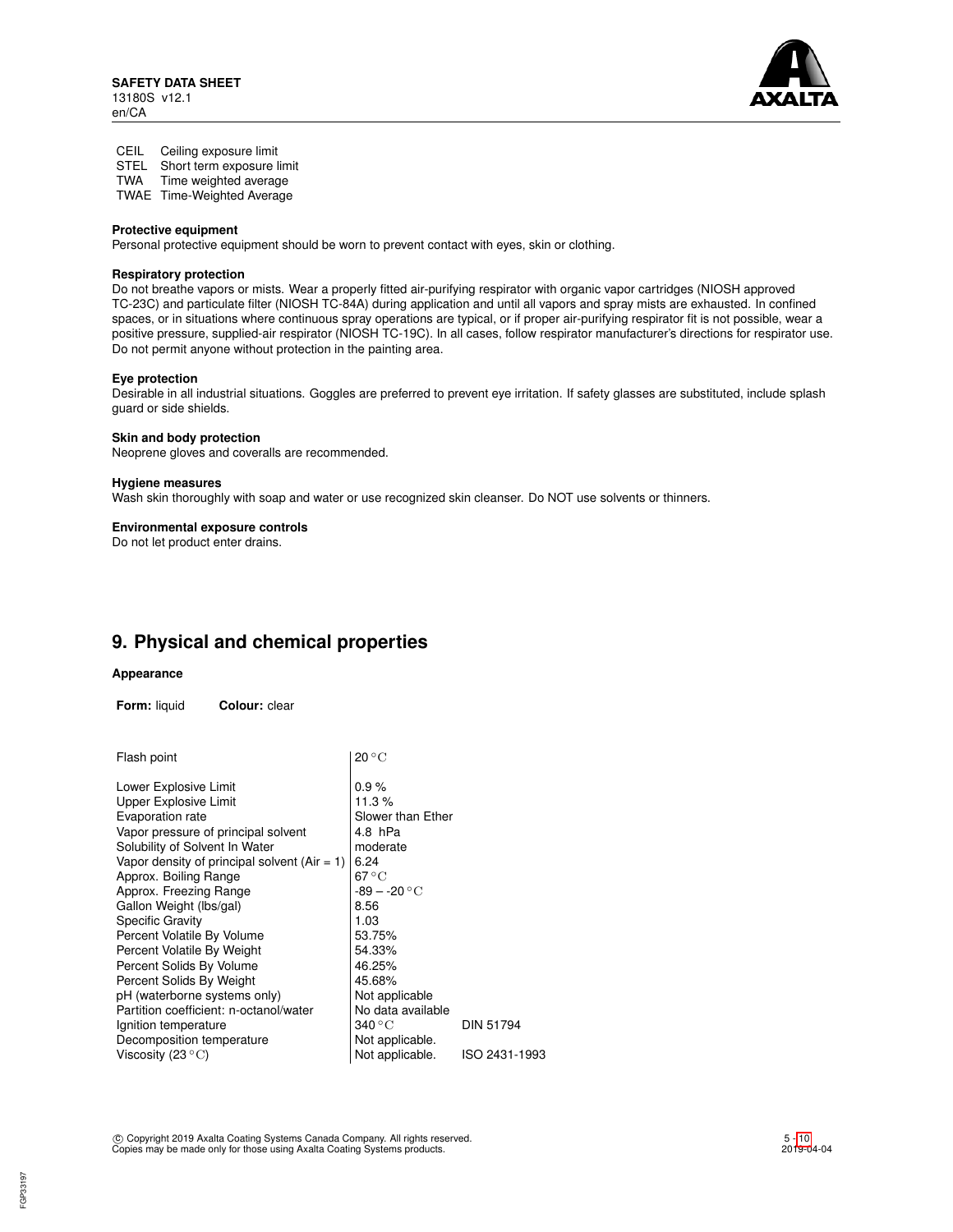| | |
|---|---|
| CEIL | Ceiling exposure limit |
| STEL | Short term exposure limit |
| TWA | Time weighted average |
| TWAE | Time-Weighted Average |

**Protective equipment**
Personal protective equipment should be worn to prevent contact with eyes, skin or clothing.

**Respiratory protection**
Do not breathe vapors or mists. Wear a properly fitted air-purifying respirator with organic vapor cartridges (NIOSH approved TC-23C) and particulate filter (NIOSH TC-84A) during application and until all vapors and spray mists are exhausted. In confined spaces, or in situations where continuous spray operations are typical, or if proper air-purifying respirator fit is not possible, wear a positive pressure, supplied-air respirator (NIOSH TC-19C). In all cases, follow respirator manufacturer's directions for respirator use. Do not permit anyone without protection in the painting area.

**Eye protection**
Desirable in all industrial situations. Goggles are preferred to prevent eye irritation. If safety glasses are substituted, include splash guard or side shields.

**Skin and body protection**
Neoprene gloves and coveralls are recommended.

**Hygiene measures**
Wash skin thoroughly with soap and water or use recognized skin cleanser. Do NOT use solvents or thinners.

**Environmental exposure controls**
Do not let product enter drains.

## 9. Physical and chemical properties

**Appearance**

**Form:** liquid **Colour:** clear

| Property | Value | Method |
|---|---|---|
| Flash point | 20 °C | |
| Lower Explosive Limit | 0.9 % | |
| Upper Explosive Limit | 11.3 % | |
| Evaporation rate | Slower than Ether | |
| Vapor pressure of principal solvent | 4.8 hPa | |
| Solubility of Solvent In Water | moderate | |
| Vapor density of principal solvent (Air = 1) | 6.24 | |
| Approx. Boiling Range | 67 °C | |
| Approx. Freezing Range | -89 – -20 °C | |
| Gallon Weight (lbs/gal) | 8.56 | |
| Specific Gravity | 1.03 | |
| Percent Volatile By Volume | 53.75% | |
| Percent Volatile By Weight | 54.33% | |
| Percent Solids By Volume | 46.25% | |
| Percent Solids By Weight | 45.68% | |
| pH (waterborne systems only) | Not applicable | |
| Partition coefficient: n-octanol/water | No data available | |
| Ignition temperature | 340 °C | DIN 51794 |
| Decomposition temperature | Not applicable. | |
| Viscosity (23 °C) | Not applicable. | ISO 2431-1993 |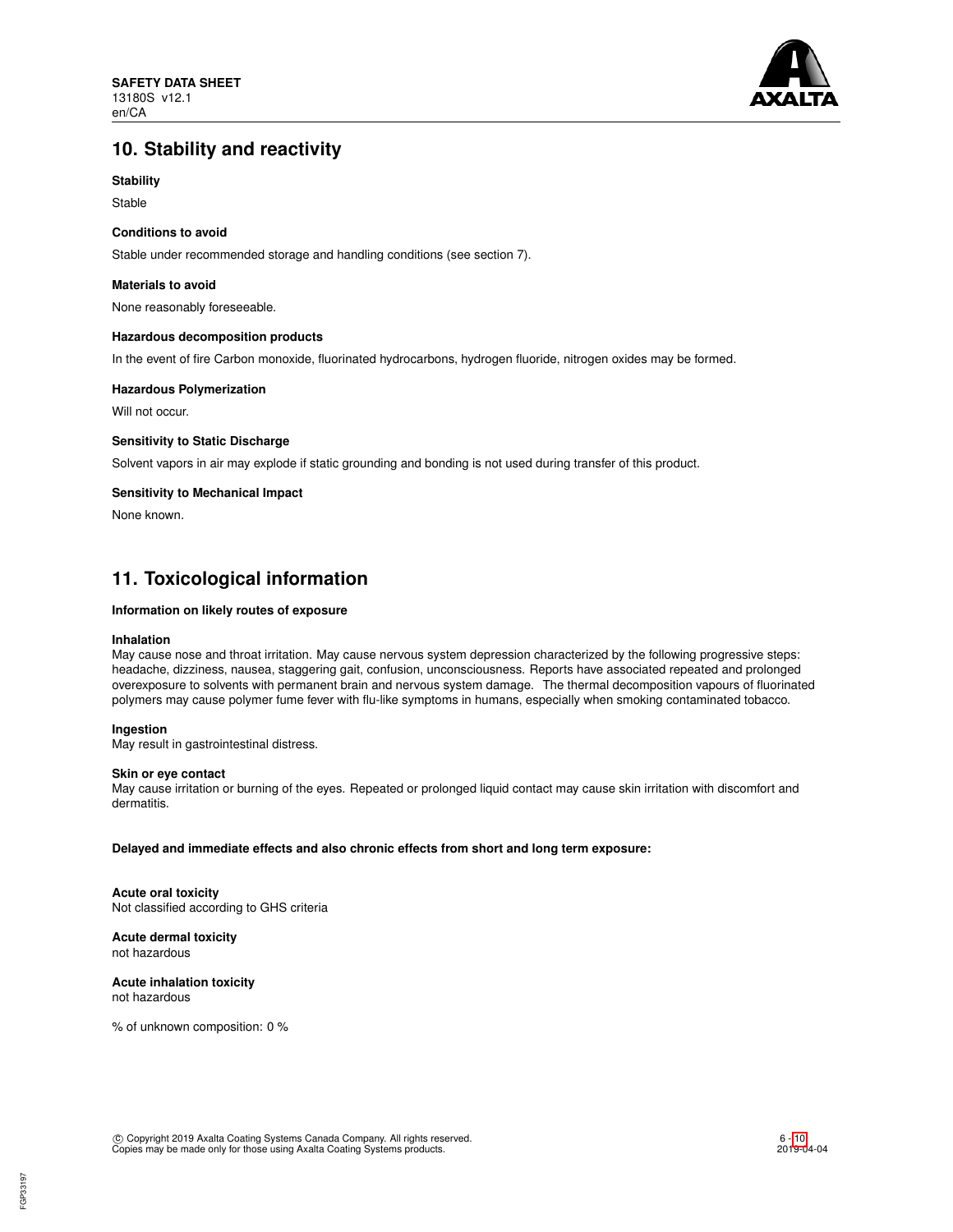## 10. Stability and reactivity

**Stability**

Stable

**Conditions to avoid**

Stable under recommended storage and handling conditions (see section 7).

**Materials to avoid**

None reasonably foreseeable.

**Hazardous decomposition products**

In the event of fire Carbon monoxide, fluorinated hydrocarbons, hydrogen fluoride, nitrogen oxides may be formed.

**Hazardous Polymerization**

Will not occur.

**Sensitivity to Static Discharge**

Solvent vapors in air may explode if static grounding and bonding is not used during transfer of this product.

**Sensitivity to Mechanical Impact**

None known.

## 11. Toxicological information

**Information on likely routes of exposure**

**Inhalation**
May cause nose and throat irritation. May cause nervous system depression characterized by the following progressive steps: headache, dizziness, nausea, staggering gait, confusion, unconsciousness. Reports have associated repeated and prolonged overexposure to solvents with permanent brain and nervous system damage. The thermal decomposition vapours of fluorinated polymers may cause polymer fume fever with flu-like symptoms in humans, especially when smoking contaminated tobacco.

**Ingestion**
May result in gastrointestinal distress.

**Skin or eye contact**
May cause irritation or burning of the eyes. Repeated or prolonged liquid contact may cause skin irritation with discomfort and dermatitis.

**Delayed and immediate effects and also chronic effects from short and long term exposure:**

**Acute oral toxicity**
Not classified according to GHS criteria

**Acute dermal toxicity**
not hazardous

**Acute inhalation toxicity**
not hazardous

% of unknown composition: 0 %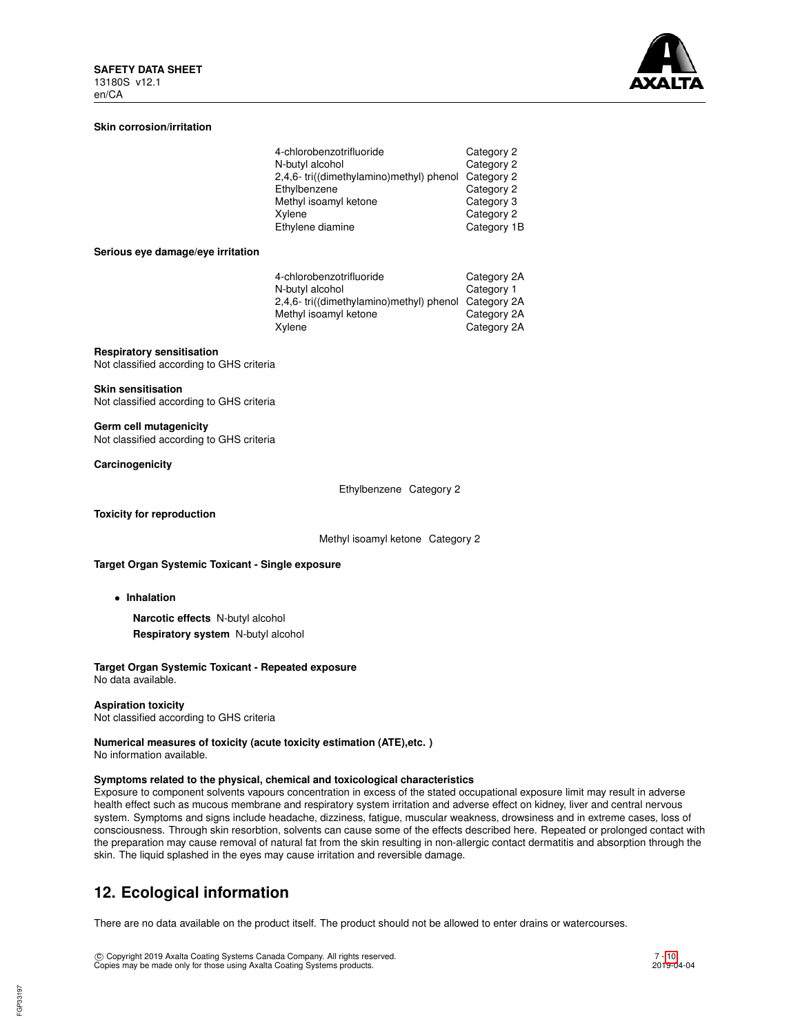**Skin corrosion/irritation**

| | |
|---|---|
| 4-chlorobenzotrifluoride | Category 2 |
| N-butyl alcohol | Category 2 |
| 2,4,6- tri((dimethylamino)methyl) phenol | Category 2 |
| Ethylbenzene | Category 2 |
| Methyl isoamyl ketone | Category 3 |
| Xylene | Category 2 |
| Ethylene diamine | Category 1B |

**Serious eye damage/eye irritation**

| | |
|---|---|
| 4-chlorobenzotrifluoride | Category 2A |
| N-butyl alcohol | Category 1 |
| 2,4,6- tri((dimethylamino)methyl) phenol | Category 2A |
| Methyl isoamyl ketone | Category 2A |
| Xylene | Category 2A |

**Respiratory sensitisation**
Not classified according to GHS criteria

**Skin sensitisation**
Not classified according to GHS criteria

**Germ cell mutagenicity**
Not classified according to GHS criteria

**Carcinogenicity**

Ethylbenzene Category 2

**Toxicity for reproduction**

Methyl isoamyl ketone Category 2

**Target Organ Systemic Toxicant - Single exposure**

- **Inhalation**

  **Narcotic effects** N-butyl alcohol
  **Respiratory system** N-butyl alcohol

**Target Organ Systemic Toxicant - Repeated exposure**
No data available.

**Aspiration toxicity**
Not classified according to GHS criteria

**Numerical measures of toxicity (acute toxicity estimation (ATE),etc. )**
No information available.

**Symptoms related to the physical, chemical and toxicological characteristics**
Exposure to component solvents vapours concentration in excess of the stated occupational exposure limit may result in adverse health effect such as mucous membrane and respiratory system irritation and adverse effect on kidney, liver and central nervous system. Symptoms and signs include headache, dizziness, fatigue, muscular weakness, drowsiness and in extreme cases, loss of consciousness. Through skin resorbtion, solvents can cause some of the effects described here. Repeated or prolonged contact with the preparation may cause removal of natural fat from the skin resulting in non-allergic contact dermatitis and absorption through the skin. The liquid splashed in the eyes may cause irritation and reversible damage.

## 12. Ecological information

There are no data available on the product itself. The product should not be allowed to enter drains or watercourses.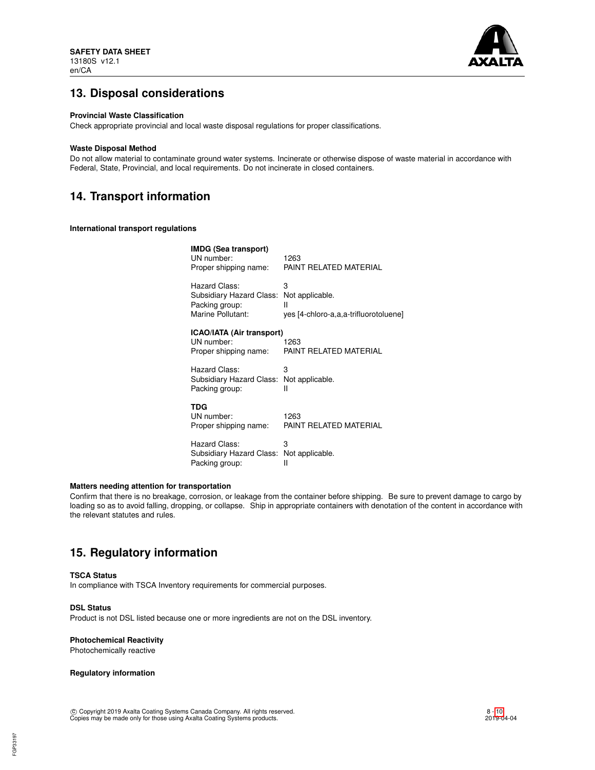## 13. Disposal considerations

**Provincial Waste Classification**

Check appropriate provincial and local waste disposal regulations for proper classifications.

**Waste Disposal Method**

Do not allow material to contaminate ground water systems. Incinerate or otherwise dispose of waste material in accordance with Federal, State, Provincial, and local requirements. Do not incinerate in closed containers.

## 14. Transport information

**International transport regulations**

**IMDG (Sea transport)**

UN number: 1263
Proper shipping name: PAINT RELATED MATERIAL

Hazard Class: 3
Subsidiary Hazard Class: Not applicable.
Packing group: II
Marine Pollutant: yes [4-chloro-a,a,a-trifluorotoluene]

**ICAO/IATA (Air transport)**

UN number: 1263
Proper shipping name: PAINT RELATED MATERIAL

Hazard Class: 3
Subsidiary Hazard Class: Not applicable.
Packing group: II

**TDG**

UN number: 1263
Proper shipping name: PAINT RELATED MATERIAL

Hazard Class: 3
Subsidiary Hazard Class: Not applicable.
Packing group: II

**Matters needing attention for transportation**

Confirm that there is no breakage, corrosion, or leakage from the container before shipping. Be sure to prevent damage to cargo by loading so as to avoid falling, dropping, or collapse. Ship in appropriate containers with denotation of the content in accordance with the relevant statutes and rules.

## 15. Regulatory information

**TSCA Status**

In compliance with TSCA Inventory requirements for commercial purposes.

**DSL Status**

Product is not DSL listed because one or more ingredients are not on the DSL inventory.

**Photochemical Reactivity**

Photochemically reactive

**Regulatory information**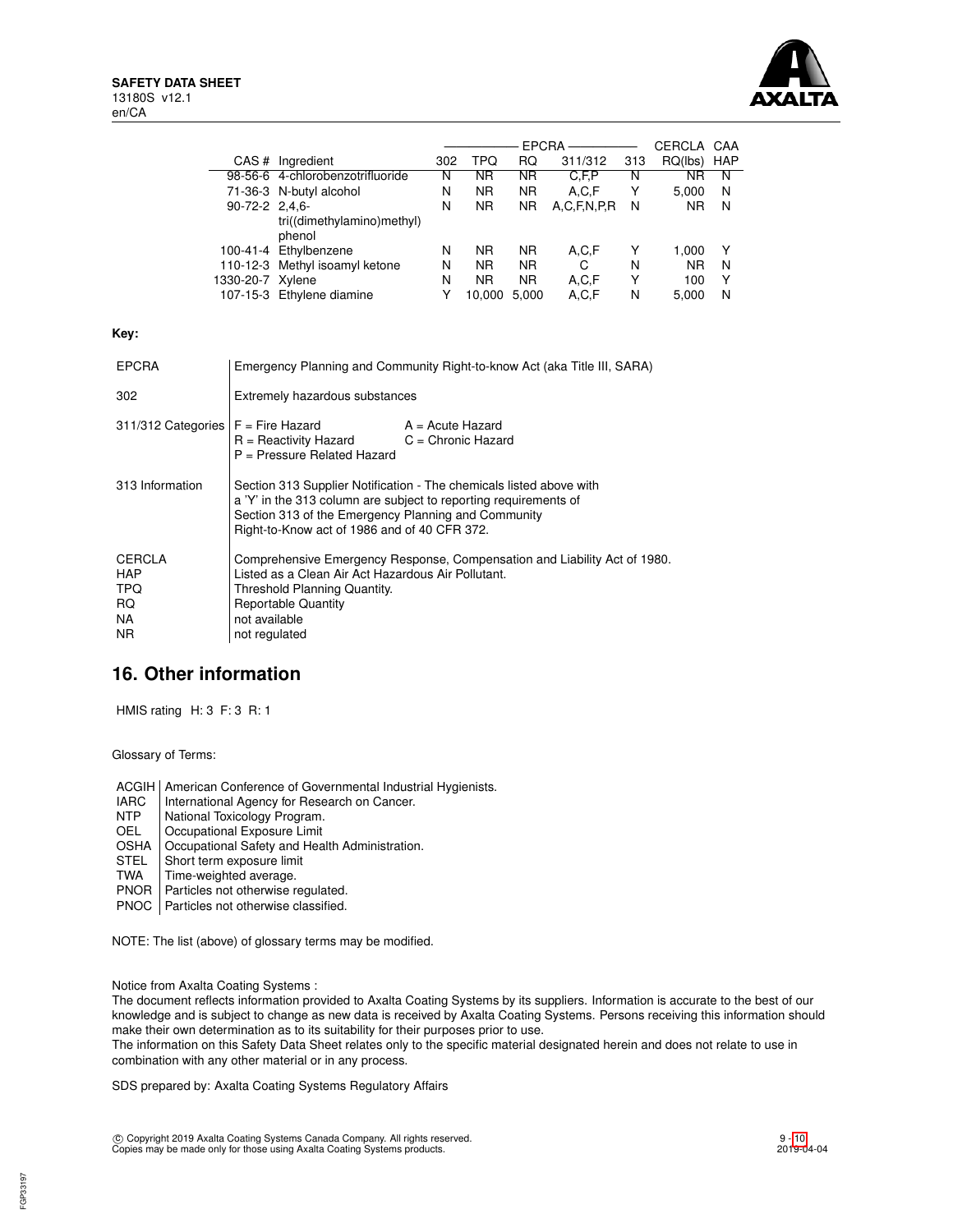| CAS # | Ingredient | EPCRA 302 | EPCRA TPQ | EPCRA RQ | EPCRA 311/312 | EPCRA 313 | CERCLA RQ(lbs) | CAA HAP |
|---|---|---|---|---|---|---|---|---|
| 98-56-6 | 4-chlorobenzotrifluoride | N | NR | NR | C,F,P | N | NR | N |
| 71-36-3 | N-butyl alcohol | N | NR | NR | A,C,F | Y | 5,000 | N |
| 90-72-2 | 2,4,6-tri((dimethylamino)methyl) phenol | N | NR | NR | A,C,F,N,P,R | N | NR | N |
| 100-41-4 | Ethylbenzene | N | NR | NR | A,C,F | Y | 1,000 | Y |
| 110-12-3 | Methyl isoamyl ketone | N | NR | NR | C | N | NR | N |
| 1330-20-7 | Xylene | N | NR | NR | A,C,F | Y | 100 | Y |
| 107-15-3 | Ethylene diamine | Y | 10,000 | 5,000 | A,C,F | N | 5,000 | N |

**Key:**

| | |
|---|---|
| EPCRA | Emergency Planning and Community Right-to-know Act (aka Title III, SARA) |
| 302 | Extremely hazardous substances |
| 311/312 Categories | F = Fire Hazard; A = Acute Hazard; R = Reactivity Hazard; C = Chronic Hazard; P = Pressure Related Hazard |
| 313 Information | Section 313 Supplier Notification - The chemicals listed above with a 'Y' in the 313 column are subject to reporting requirements of Section 313 of the Emergency Planning and Community Right-to-Know act of 1986 and of 40 CFR 372. |
| CERCLA | Comprehensive Emergency Response, Compensation and Liability Act of 1980. |
| HAP | Listed as a Clean Air Act Hazardous Air Pollutant. |
| TPQ | Threshold Planning Quantity. |
| RQ | Reportable Quantity |
| NA | not available |
| NR | not regulated |

## 16. Other information

HMIS rating H: 3 F: 3 R: 1

Glossary of Terms:

| | |
|---|---|
| ACGIH | American Conference of Governmental Industrial Hygienists. |
| IARC | International Agency for Research on Cancer. |
| NTP | National Toxicology Program. |
| OEL | Occupational Exposure Limit |
| OSHA | Occupational Safety and Health Administration. |
| STEL | Short term exposure limit |
| TWA | Time-weighted average. |
| PNOR | Particles not otherwise regulated. |
| PNOC | Particles not otherwise classified. |

NOTE: The list (above) of glossary terms may be modified.

Notice from Axalta Coating Systems :
The document reflects information provided to Axalta Coating Systems by its suppliers. Information is accurate to the best of our knowledge and is subject to change as new data is received by Axalta Coating Systems. Persons receiving this information should make their own determination as to its suitability for their purposes prior to use.
The information on this Safety Data Sheet relates only to the specific material designated herein and does not relate to use in combination with any other material or in any process.

SDS prepared by: Axalta Coating Systems Regulatory Affairs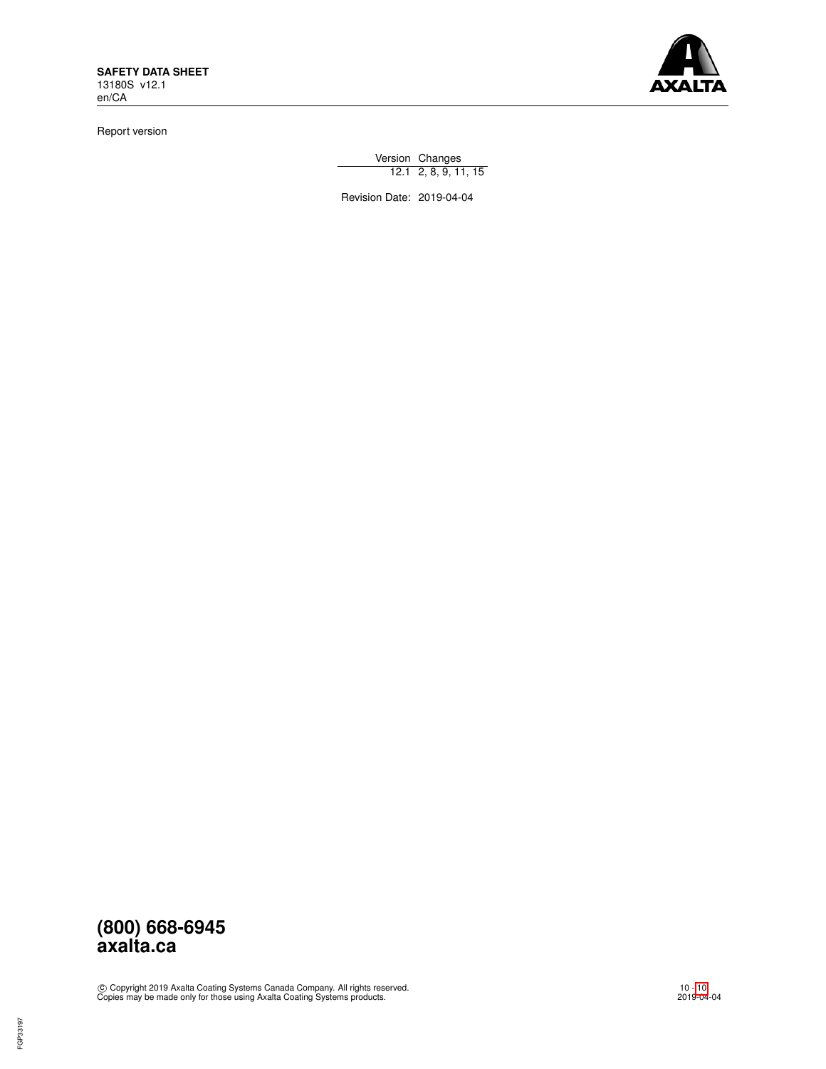Report version

| Version | Changes |
|---|---|
| 12.1 | 2, 8, 9, 11, 15 |

Revision Date: 2019-04-04

**(800) 668-6945**
**axalta.ca**

© Copyright 2019 Axalta Coating Systems Canada Company. All rights reserved.
Copies may be made only for those using Axalta Coating Systems products.